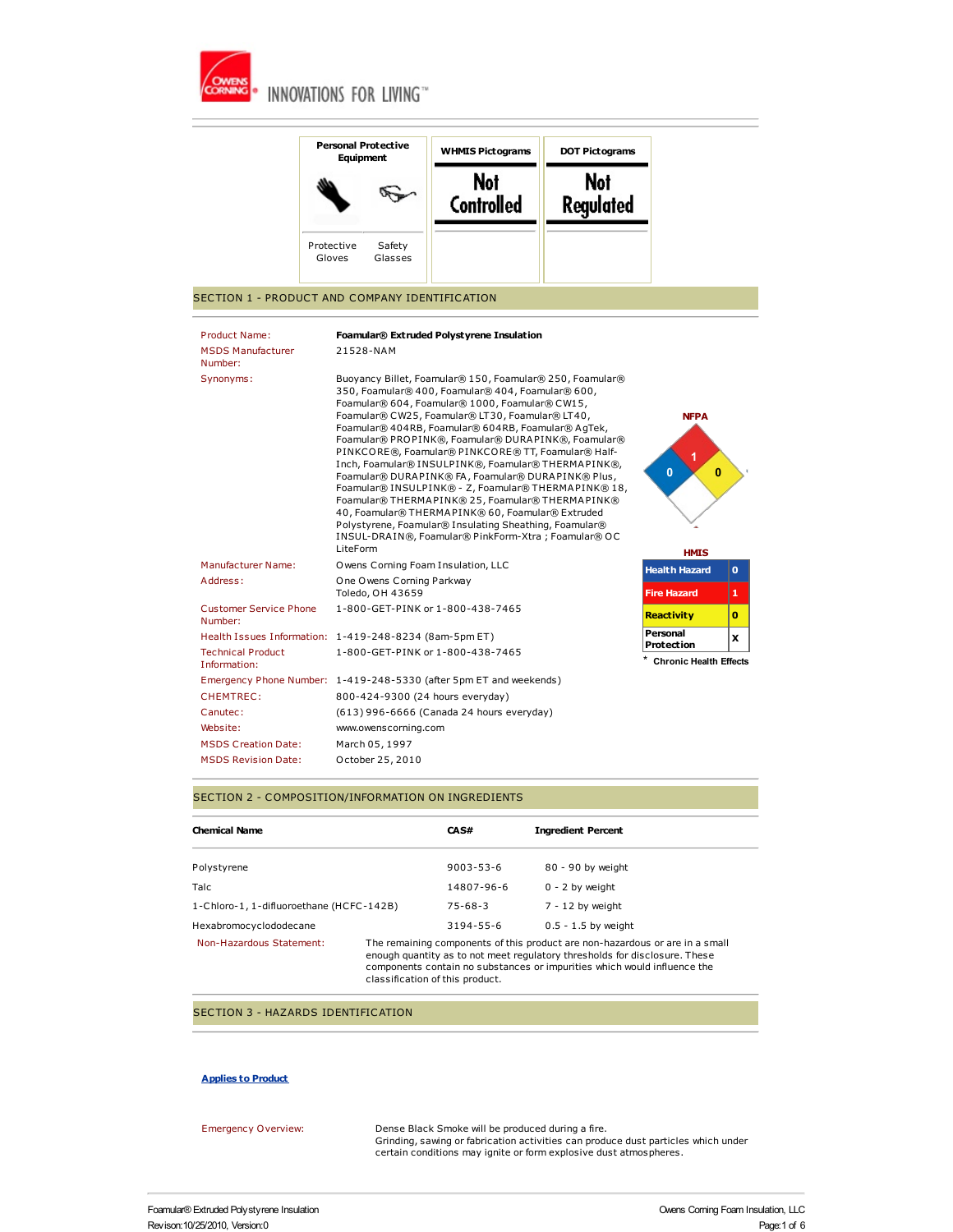| Personal Protective Equipment | | WHMIS Pictograms | DOT Pictograms |
|---|---|---|---|
| Protective Gloves | Safety Glasses | Not Controlled | Not Regulated |

## SECTION 1 - PRODUCT AND COMPANY IDENTIFICATION

| | |
|---|---|
| Product Name: | **Foamular® Extruded Polystyrene Insulation** |
| MSDS Manufacturer Number: | 21528-NAM |
| Synonyms: | Buoyancy Billet, Foamular® 150, Foamular® 250, Foamular® 350, Foamular® 400, Foamular® 404, Foamular® 600, Foamular® 604, Foamular® 1000, Foamular® CW15, Foamular® CW25, Foamular® LT30, Foamular® LT40, Foamular® 404RB, Foamular® 604RB, Foamular® AgTek, Foamular® PROPINK®, Foamular® DURAPINK®, Foamular® PINKCORE®, Foamular® PINKCORE® TT, Foamular® Half-Inch, Foamular® INSULPINK®, Foamular® THERMAPINK®, Foamular® DURAPINK® FA, Foamular® DURAPINK® Plus, Foamular® INSULPINK® - Z, Foamular® THERMAPINK® 18, Foamular® THERMAPINK® 25, Foamular® THERMAPINK® 40, Foamular® THERMAPINK® 60, Foamular® Extruded Polystyrene, Foamular® Insulating Sheathing, Foamular® INSUL-DRAIN®, Foamular® PinkForm-Xtra ; Foamular® OC LiteForm |
| Manufacturer Name: | Owens Corning Foam Insulation, LLC |
| Address: | One Owens Corning Parkway<br>Toledo, OH 43659 |
| Customer Service Phone Number: | 1-800-GET-PINK or 1-800-438-7465 |
| Health Issues Information: | 1-419-248-8234 (8am-5pm ET) |
| Technical Product Information: | 1-800-GET-PINK or 1-800-438-7465 |
| Emergency Phone Number: | 1-419-248-5330 (after 5pm ET and weekends) |
| CHEMTREC: | 800-424-9300 (24 hours everyday) |
| Canutec: | (613) 996-6666 (Canada 24 hours everyday) |
| Website: | www.owenscorning.com |
| MSDS Creation Date: | March 05, 1997 |
| MSDS Revision Date: | October 25, 2010 |

**NFPA**

| Health | Fire | Reactivity | Special |
|---|---|---|---|
| 0 | 1 | 0 | |

**HMIS**

| | |
|---|---|
| Health Hazard | 0 |
| Fire Hazard | 1 |
| Reactivity | 0 |
| Personal Protection | X |

\* Chronic Health Effects

## SECTION 2 - COMPOSITION/INFORMATION ON INGREDIENTS

| Chemical Name | CAS# | Ingredient Percent |
|---|---|---|
| Polystyrene | 9003-53-6 | 80 - 90 by weight |
| Talc | 14807-96-6 | 0 - 2 by weight |
| 1-Chloro-1, 1-difluoroethane (HCFC-142B) | 75-68-3 | 7 - 12 by weight |
| Hexabromocyclododecane | 3194-55-6 | 0.5 - 1.5 by weight |

Non-Hazardous Statement: The remaining components of this product are non-hazardous or are in a small enough quantity as to not meet regulatory thresholds for disclosure. These components contain no substances or impurities which would influence the classification of this product.

## SECTION 3 - HAZARDS IDENTIFICATION

**Applies to Product**

Emergency Overview: Dense Black Smoke will be produced during a fire.
Grinding, sawing or fabrication activities can produce dust particles which under certain conditions may ignite or form explosive dust atmospheres.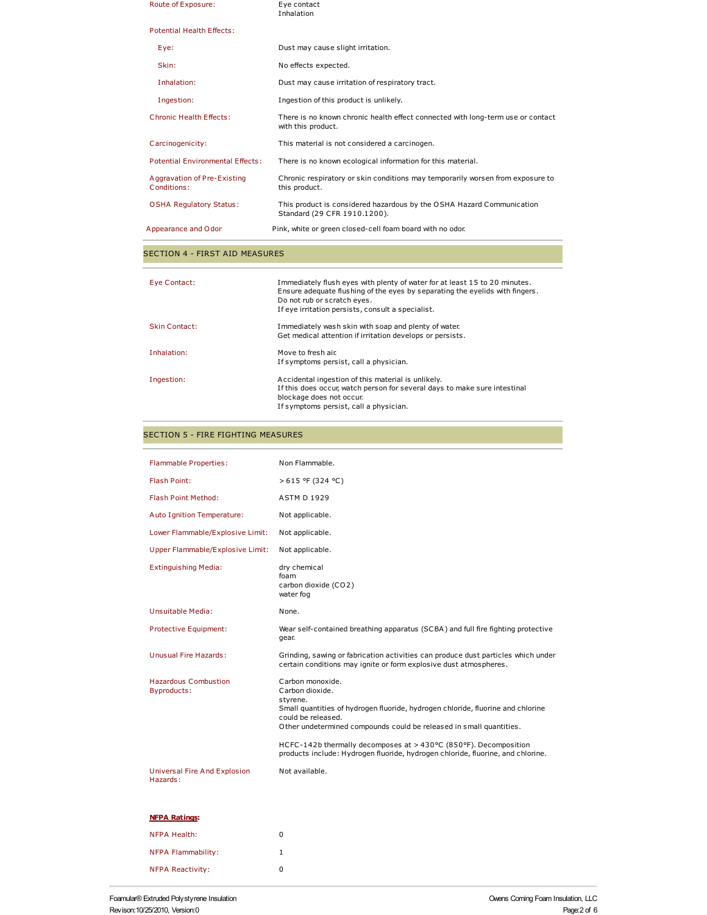| | |
|---|---|
| Route of Exposure: | Eye contact<br>Inhalation |
| **Potential Health Effects:** | |
| Eye: | Dust may cause slight irritation. |
| Skin: | No effects expected. |
| Inhalation: | Dust may cause irritation of respiratory tract. |
| Ingestion: | Ingestion of this product is unlikely. |
| Chronic Health Effects: | There is no known chronic health effect connected with long-term use or contact with this product. |
| Carcinogenicity: | This material is not considered a carcinogen. |
| Potential Environmental Effects: | There is no known ecological information for this material. |
| Aggravation of Pre-Existing Conditions: | Chronic respiratory or skin conditions may temporarily worsen from exposure to this product. |
| OSHA Regulatory Status: | This product is considered hazardous by the OSHA Hazard Communication Standard (29 CFR 1910.1200). |
| Appearance and Odor | Pink, white or green closed-cell foam board with no odor. |

## SECTION 4 - FIRST AID MEASURES

| | |
|---|---|
| Eye Contact: | Immediately flush eyes with plenty of water for at least 15 to 20 minutes.<br>Ensure adequate flushing of the eyes by separating the eyelids with fingers.<br>Do not rub or scratch eyes.<br>If eye irritation persists, consult a specialist. |
| Skin Contact: | Immediately wash skin with soap and plenty of water.<br>Get medical attention if irritation develops or persists. |
| Inhalation: | Move to fresh air.<br>If symptoms persist, call a physician. |
| Ingestion: | Accidental ingestion of this material is unlikely.<br>If this does occur, watch person for several days to make sure intestinal blockage does not occur.<br>If symptoms persist, call a physician. |

## SECTION 5 - FIRE FIGHTING MEASURES

| | |
|---|---|
| Flammable Properties: | Non Flammable. |
| Flash Point: | > 615 °F (324 °C) |
| Flash Point Method: | ASTM D 1929 |
| Auto Ignition Temperature: | Not applicable. |
| Lower Flammable/Explosive Limit: | Not applicable. |
| Upper Flammable/Explosive Limit: | Not applicable. |
| Extinguishing Media: | dry chemical<br>foam<br>carbon dioxide ($CO_2$)<br>water fog |
| Unsuitable Media: | None. |
| Protective Equipment: | Wear self-contained breathing apparatus (SCBA) and full fire fighting protective gear. |
| Unusual Fire Hazards: | Grinding, sawing or fabrication activities can produce dust particles which under certain conditions may ignite or form explosive dust atmospheres. |
| Hazardous Combustion Byproducts: | Carbon monoxide.<br>Carbon dioxide.<br>styrene.<br>Small quantities of hydrogen fluoride, hydrogen chloride, fluorine and chlorine could be released.<br>Other undetermined compounds could be released in small quantities.<br><br>HCFC-142b thermally decomposes at > 430°C (850°F). Decomposition products include: Hydrogen fluoride, hydrogen chloride, fluorine, and chlorine. |
| Universal Fire And Explosion Hazards: | Not available. |

**NFPA Ratings:**

| | |
|---|---|
| NFPA Health: | 0 |
| NFPA Flammability: | 1 |
| NFPA Reactivity: | 0 |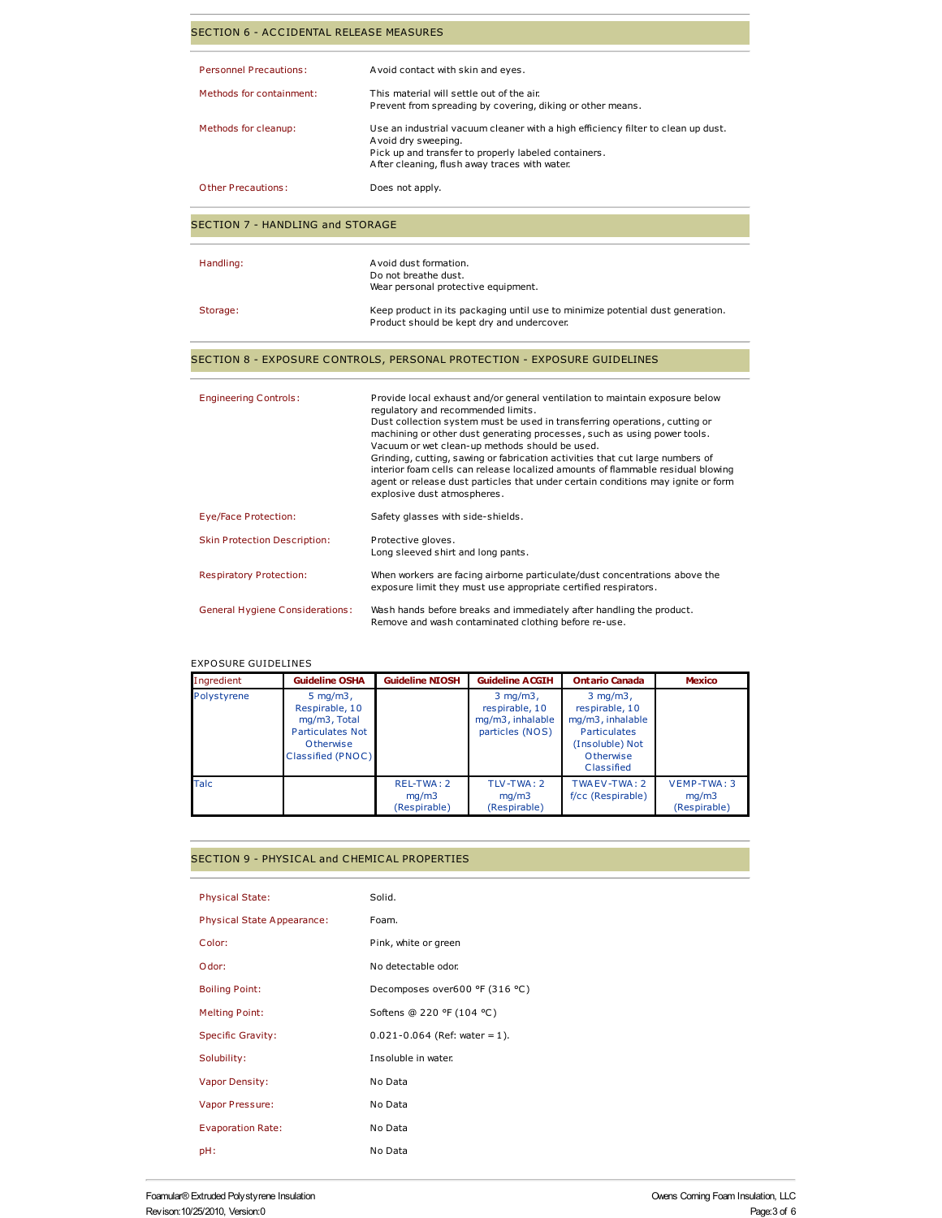## SECTION 6 - ACCIDENTAL RELEASE MEASURES

| | |
|---|---|
| Personnel Precautions: | Avoid contact with skin and eyes. |
| Methods for containment: | This material will settle out of the air. Prevent from spreading by covering, diking or other means. |
| Methods for cleanup: | Use an industrial vacuum cleaner with a high efficiency filter to clean up dust. Avoid dry sweeping. Pick up and transfer to properly labeled containers. After cleaning, flush away traces with water. |
| Other Precautions: | Does not apply. |

## SECTION 7 - HANDLING and STORAGE

| | |
|---|---|
| Handling: | Avoid dust formation. Do not breathe dust. Wear personal protective equipment. |
| Storage: | Keep product in its packaging until use to minimize potential dust generation. Product should be kept dry and undercover. |

## SECTION 8 - EXPOSURE CONTROLS, PERSONAL PROTECTION - EXPOSURE GUIDELINES

| | |
|---|---|
| Engineering Controls: | Provide local exhaust and/or general ventilation to maintain exposure below regulatory and recommended limits. Dust collection system must be used in transferring operations, cutting or machining or other dust generating processes, such as using power tools. Vacuum or wet clean-up methods should be used. Grinding, cutting, sawing or fabrication activities that cut large numbers of interior foam cells can release localized amounts of flammable residual blowing agent or release dust particles that under certain conditions may ignite or form explosive dust atmospheres. |
| Eye/Face Protection: | Safety glasses with side-shields. |
| Skin Protection Description: | Protective gloves. Long sleeved shirt and long pants. |
| Respiratory Protection: | When workers are facing airborne particulate/dust concentrations above the exposure limit they must use appropriate certified respirators. |
| General Hygiene Considerations: | Wash hands before breaks and immediately after handling the product. Remove and wash contaminated clothing before re-use. |

### EXPOSURE GUIDELINES

| Ingredient | Guideline OSHA | Guideline NIOSH | Guideline ACGIH | Ontario Canada | Mexico |
|---|---|---|---|---|---|
| Polystyrene | 5 mg/m3, Respirable, 10 mg/m3, Total Particulates Not Otherwise Classified (PNOC) | | 3 mg/m3, respirable, 10 mg/m3, inhalable particles (NOS) | 3 mg/m3, respirable, 10 mg/m3, inhalable Particulates (Insoluble) Not Otherwise Classified | |
| Talc | | REL-TWA: 2 mg/m3 (Respirable) | TLV-TWA: 2 mg/m3 (Respirable) | TWAEV-TWA: 2 f/cc (Respirable) | VEMP-TWA: 3 mg/m3 (Respirable) |

## SECTION 9 - PHYSICAL and CHEMICAL PROPERTIES

| | |
|---|---|
| Physical State: | Solid. |
| Physical State Appearance: | Foam. |
| Color: | Pink, white or green |
| Odor: | No detectable odor. |
| Boiling Point: | Decomposes over600 °F (316 °C) |
| Melting Point: | Softens @ 220 °F (104 °C) |
| Specific Gravity: | 0.021-0.064 (Ref: water = 1). |
| Solubility: | Insoluble in water. |
| Vapor Density: | No Data |
| Vapor Pressure: | No Data |
| Evaporation Rate: | No Data |
| pH: | No Data |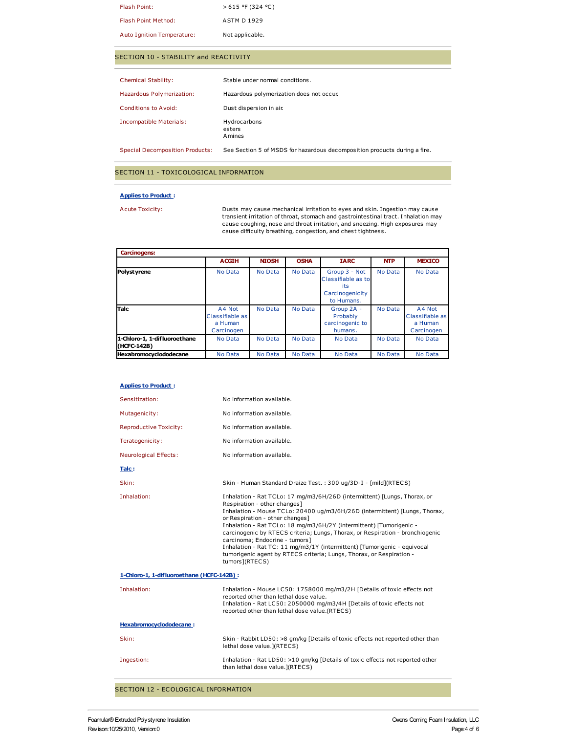Flash Point: > 615 °F (324 °C)

Flash Point Method: ASTM D 1929

Auto Ignition Temperature: Not applicable.

## SECTION 10 - STABILITY and REACTIVITY

Chemical Stability: Stable under normal conditions.

Hazardous Polymerization: Hazardous polymerization does not occur.

Conditions to Avoid: Dust dispersion in air.

Incompatible Materials: Hydrocarbons
esters
Amines

Special Decomposition Products: See Section 5 of MSDS for hazardous decomposition products during a fire.

## SECTION 11 - TOXICOLOGICAL INFORMATION

**Applies to Product :**

Acute Toxicity: Dusts may cause mechanical irritation to eyes and skin. Ingestion may cause transient irritation of throat, stomach and gastrointestinal tract. Inhalation may cause coughing, nose and throat irritation, and sneezing. High exposures may cause difficulty breathing, congestion, and chest tightness.

**Carcinogens:**

| | ACGIH | NIOSH | OSHA | IARC | NTP | MEXICO |
|---|---|---|---|---|---|---|
| **Polystyrene** | No Data | No Data | No Data | Group 3 - Not Classifiable as to its Carcinogenicity to Humans. | No Data | No Data |
| **Talc** | A4 Not Classifiable as a Human Carcinogen | No Data | No Data | Group 2A - Probably carcinogenic to humans. | No Data | A4 Not Classifiable as a Human Carcinogen |
| **1-Chloro-1, 1-difluoroethane (HCFC-142B)** | No Data | No Data | No Data | No Data | No Data | No Data |
| **Hexabromocyclododecane** | No Data | No Data | No Data | No Data | No Data | No Data |

**Applies to Product :**

Sensitization: No information available.

Mutagenicity: No information available.

Reproductive Toxicity: No information available.

Teratogenicity: No information available.

Neurological Effects: No information available.

**Talc :**

Skin: Skin - Human Standard Draize Test. : 300 ug/3D-I - [mild](RTECS)

Inhalation: Inhalation - Rat TCLo: 17 mg/m3/6H/26D (intermittent) [Lungs, Thorax, or Respiration - other changes]
Inhalation - Mouse TCLo: 20400 ug/m3/6H/26D (intermittent) [Lungs, Thorax, or Respiration - other changes]
Inhalation - Rat TCLo: 18 mg/m3/6H/2Y (intermittent) [Tumorigenic - carcinogenic by RTECS criteria; Lungs, Thorax, or Respiration - bronchiogenic carcinoma; Endocrine - tumors]
Inhalation - Rat TC: 11 mg/m3/1Y (intermittent) [Tumorigenic - equivocal tumorigenic agent by RTECS criteria; Lungs, Thorax, or Respiration - tumors](RTECS)

**1-Chloro-1, 1-difluoroethane (HCFC-142B) :**

Inhalation: Inhalation - Mouse LC50: 1758000 mg/m3/2H [Details of toxic effects not reported other than lethal dose value.
Inhalation - Rat LC50: 2050000 mg/m3/4H [Details of toxic effects not reported other than lethal dose value.(RTECS)

**Hexabromocyclododecane :**

Skin: Skin - Rabbit LD50: >8 gm/kg [Details of toxic effects not reported other than lethal dose value.](RTECS)

Ingestion: Inhalation - Rat LD50: >10 gm/kg [Details of toxic effects not reported other than lethal dose value.](RTECS)

## SECTION 12 - ECOLOGICAL INFORMATION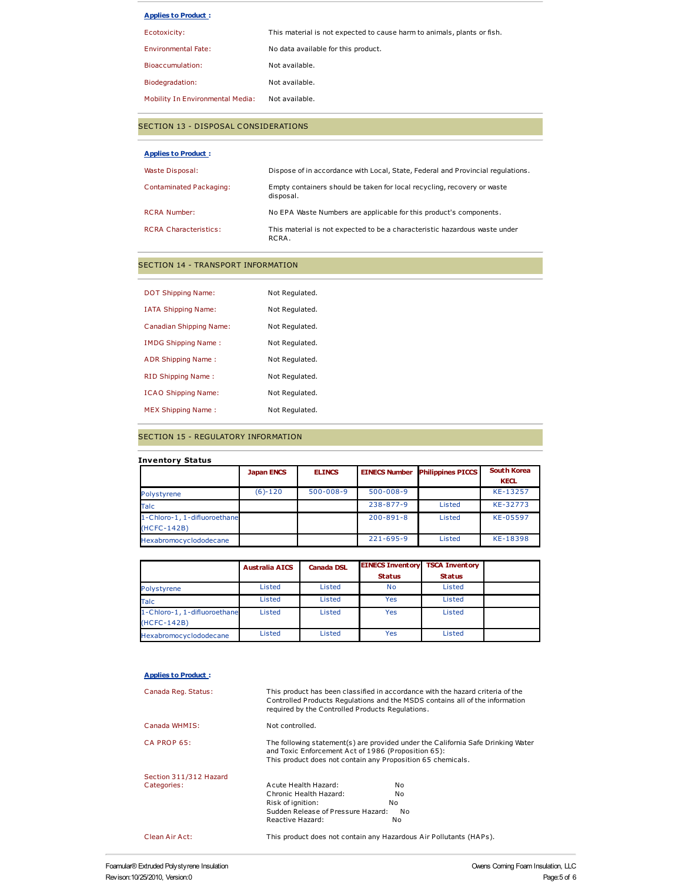**Applies to Product :**

| | |
|---|---|
| Ecotoxicity: | This material is not expected to cause harm to animals, plants or fish. |
| Environmental Fate: | No data available for this product. |
| Bioaccumulation: | Not available. |
| Biodegradation: | Not available. |
| Mobility In Environmental Media: | Not available. |

## SECTION 13 - DISPOSAL CONSIDERATIONS

**Applies to Product :**

| | |
|---|---|
| Waste Disposal: | Dispose of in accordance with Local, State, Federal and Provincial regulations. |
| Contaminated Packaging: | Empty containers should be taken for local recycling, recovery or waste disposal. |
| RCRA Number: | No EPA Waste Numbers are applicable for this product's components. |
| RCRA Characteristics: | This material is not expected to be a characteristic hazardous waste under RCRA. |

## SECTION 14 - TRANSPORT INFORMATION

| | |
|---|---|
| DOT Shipping Name: | Not Regulated. |
| IATA Shipping Name: | Not Regulated. |
| Canadian Shipping Name: | Not Regulated. |
| IMDG Shipping Name : | Not Regulated. |
| ADR Shipping Name : | Not Regulated. |
| RID Shipping Name : | Not Regulated. |
| ICAO Shipping Name: | Not Regulated. |
| MEX Shipping Name : | Not Regulated. |

## SECTION 15 - REGULATORY INFORMATION

**Inventory Status**

| | Japan ENCS | ELINCS | EINECS Number | Philippines PICCS | South Korea KECL |
|---|---|---|---|---|---|
| Polystyrene | (6)-120 | 500-008-9 | 500-008-9 | | KE-13257 |
| Talc | | | 238-877-9 | Listed | KE-32773 |
| 1-Chloro-1, 1-difluoroethane (HCFC-142B) | | | 200-891-8 | Listed | KE-05597 |
| Hexabromocyclododecane | | | 221-695-9 | Listed | KE-18398 |

| | Australia AICS | Canada DSL | EINECS Inventory Status | TSCA Inventory Status | |
|---|---|---|---|---|---|
| Polystyrene | Listed | Listed | No | Listed | |
| Talc | Listed | Listed | Yes | Listed | |
| 1-Chloro-1, 1-difluoroethane (HCFC-142B) | Listed | Listed | Yes | Listed | |
| Hexabromocyclododecane | Listed | Listed | Yes | Listed | |

**Applies to Product :**

| | |
|---|---|
| Canada Reg. Status: | This product has been classified in accordance with the hazard criteria of the Controlled Products Regulations and the MSDS contains all of the information required by the Controlled Products Regulations. |
| Canada WHMIS: | Not controlled. |
| CA PROP 65: | The following statement(s) are provided under the California Safe Drinking Water and Toxic Enforcement Act of 1986 (Proposition 65): This product does not contain any Proposition 65 chemicals. |
| Section 311/312 Hazard Categories: | Acute Health Hazard: No<br>Chronic Health Hazard: No<br>Risk of ignition: No<br>Sudden Release of Pressure Hazard: No<br>Reactive Hazard: No |
| Clean Air Act: | This product does not contain any Hazardous Air Pollutants (HAPs). |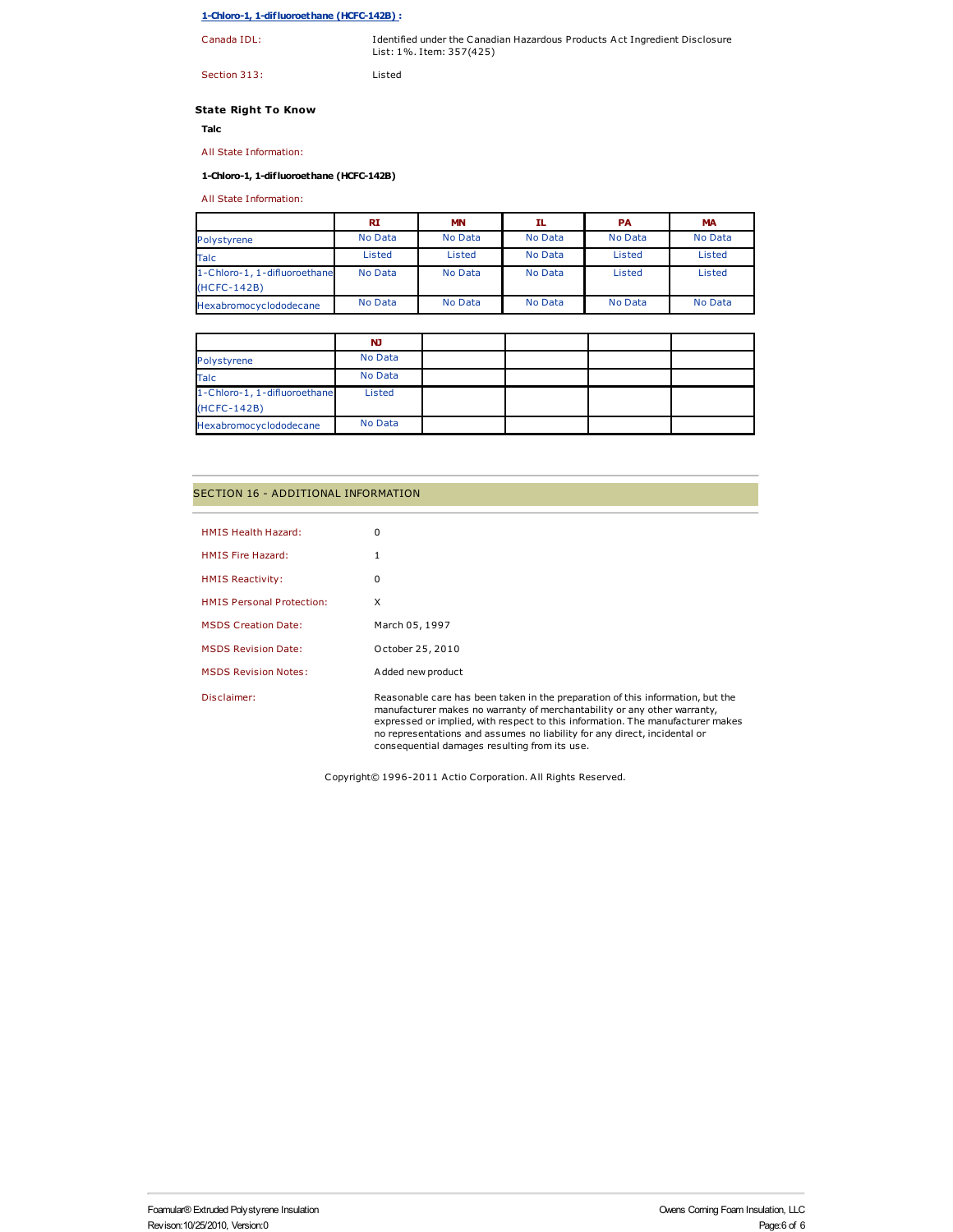**1-Chloro-1, 1-difluoroethane (HCFC-142B) :**

Canada IDL: Identified under the Canadian Hazardous Products Act Ingredient Disclosure List: 1%. Item: 357(425)

Section 313: Listed

### State Right To Know

**Talc**

All State Information:

**1-Chloro-1, 1-difluoroethane (HCFC-142B)**

All State Information:

| | RI | MN | IL | PA | MA |
|---|---|---|---|---|---|
| Polystyrene | No Data | No Data | No Data | No Data | No Data |
| Talc | Listed | Listed | No Data | Listed | Listed |
| 1-Chloro-1, 1-difluoroethane (HCFC-142B) | No Data | No Data | No Data | Listed | Listed |
| Hexabromocyclododecane | No Data | No Data | No Data | No Data | No Data |

| | NJ | | | | |
|---|---|---|---|---|---|
| Polystyrene | No Data | | | | |
| Talc | No Data | | | | |
| 1-Chloro-1, 1-difluoroethane (HCFC-142B) | Listed | | | | |
| Hexabromocyclododecane | No Data | | | | |

## SECTION 16 - ADDITIONAL INFORMATION

HMIS Health Hazard: 0

HMIS Fire Hazard: 1

HMIS Reactivity: 0

HMIS Personal Protection: X

MSDS Creation Date: March 05, 1997

MSDS Revision Date: October 25, 2010

MSDS Revision Notes: Added new product

Disclaimer: Reasonable care has been taken in the preparation of this information, but the manufacturer makes no warranty of merchantability or any other warranty, expressed or implied, with respect to this information. The manufacturer makes no representations and assumes no liability for any direct, incidental or consequential damages resulting from its use.

Copyright© 1996-2011 Actio Corporation. All Rights Reserved.